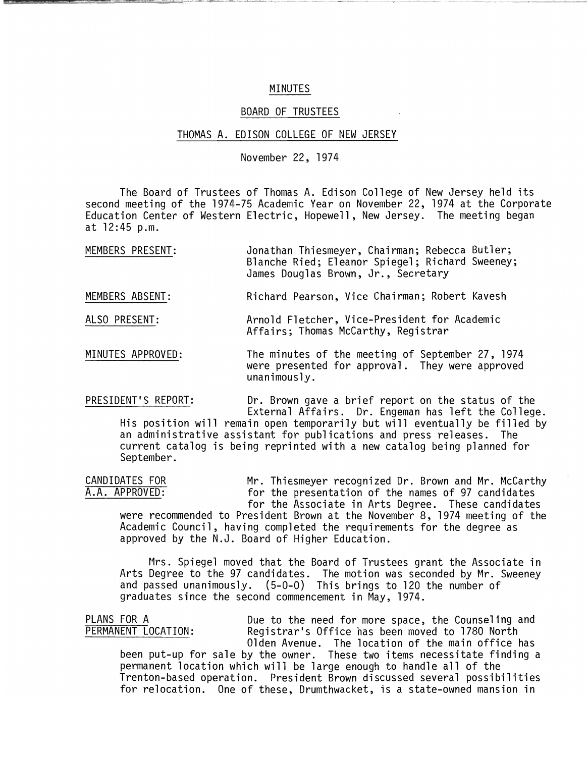# MINUTES

## BOARD OF TRUSTEES

## THOMAS A. EDISON COLLEGE OF NEW JERSEY

November 22, 1974

The Board of Trustees of Thomas A. Edison College of New Jersey held its second meeting of the 1974-75 Academic Year on November 22, 1974 at the Corporate Education Center of Western Electric, Hopewell, New Jersey. The meeting began at 12:45 p.m.

MEMBERS PRESENT: Jonathan Thiesmeyer, Chairman; Rebecca Butler; Blanche Ried; Eleanor Spiegel; Richard Sweeney; James Douglas Brown, Jr., Secretary

MEMBERS ABSENT: Richard Pearson, Vice Chairman; Robert Kavesh

ALSO PRESENT: Arnold Fletcher, Vice-President for Academic Affairs; Thomas McCarthy, Registrar

MINUTES APPROVED: The minutes of the meeting of September 27, 1974 were presented for approval. They were approved unanimously.

PRESIDENT'S REPORT: Dr. Brown gave a brief report on the status of the External Affairs. Dr. Engeman has left the College. His position will remain open temporarily but will eventually be filled by an administrative assistant for publications and press releases. The current catalog is being reprinted with a new catalog being planned for September.

CANDIDATES FOR A.A. APPROVED: Mr. Thiesmeyer recognized Dr. Brown and Mr. McCarthy for the presentation of the names of 97 candidates for the Associate in Arts Degree. These candidates were recommended to President Brown at the November 8, 1974 meeting of the Academic Council, having completed the requirements for the degree as approved by the N.J. Board of Higher Education.

Mrs. Spiegel moved that the Board of Trustees grant the Associate in Arts Degree to the 97 candidates. The motion was seconded by Mr. Sweeney and passed unanimously. (5-0-0) This brings to 120 the number of graduates since the second commencement in May, 1974.

PLANS FOR A PERMANENT LOCATION: Due to the need for more space, the Counseling and Registrar's Office has been moved to 1780 North Olden Avenue. The location of the main office has been put-up for sale by the owner. These two items necessitate finding a permanent location which will be large enough to handle all of the Trenton-based operation. President Brown discussed several possibilities for relocation. One of these, Drumthwacket, is a state-owned mansion in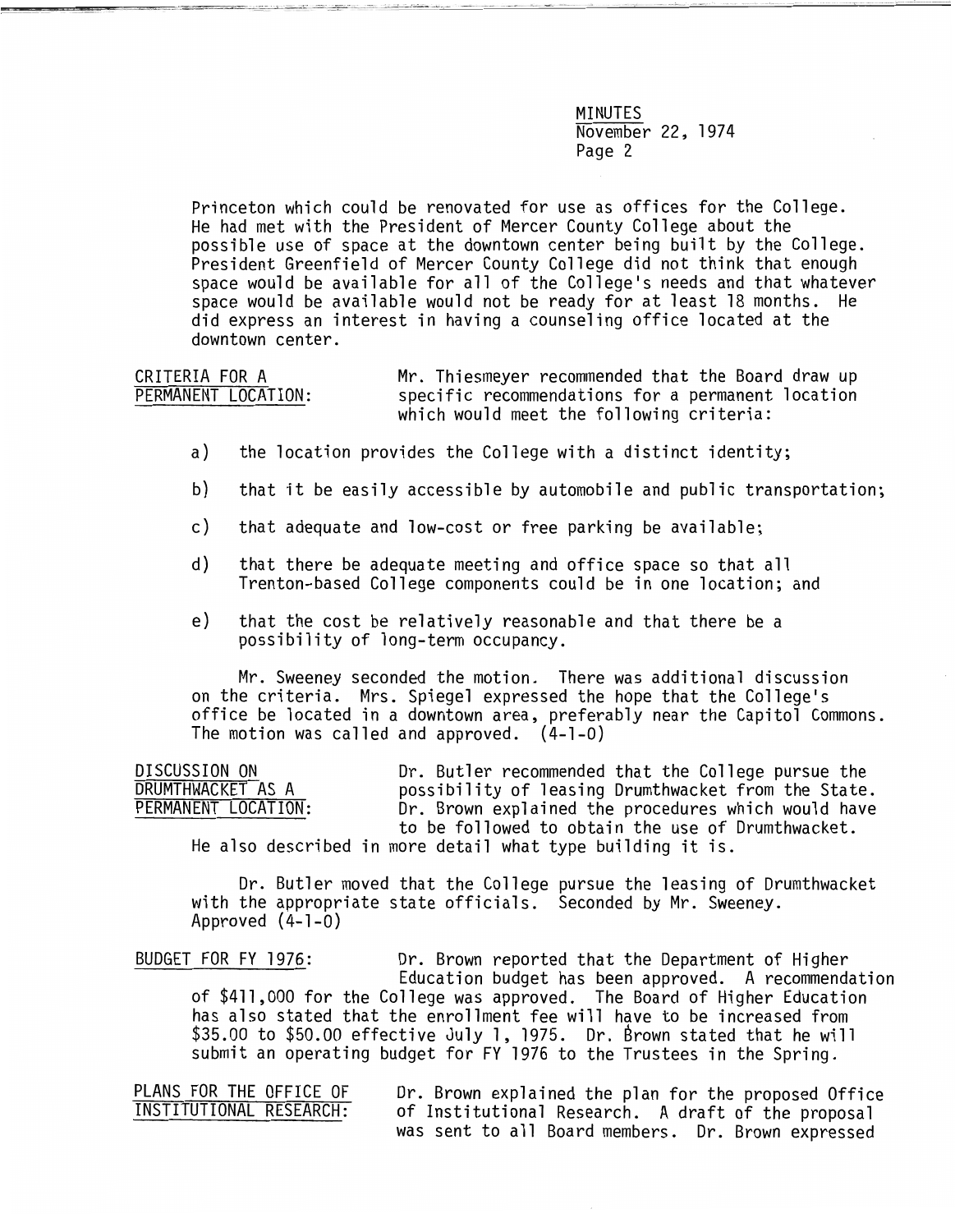Princeton which could be renovated for use as offices for the College. He had met with the President of Mercer County College about the possible use of space at the downtown center being built by the College. President Greenfield of Mercer County College did not think that enough space would be available for all of the College's needs and that whatever space would be available would not be ready for at least 18 months. He did express an interest in having a counseling office located at the downtown center.

**CRITERIA FOR A PERMANENT LOCATION:** Mr. Thiesmeyer recommended that the Board draw up specific recommendations for a permanent location which would meet the following criteria:

a) the location provides the College with a distinct identity;

b) that it be easily accessible by automobile and public transportation;

c) that adequate and low-cost or free parking be available;

d) that there be adequate meeting and office space so that all Trenton-based College components could be in one location; and

e) that the cost be relatively reasonable and that there be a possibility of long-term occupancy.

Mr. Sweeney seconded the motion. There was additional discussion on the criteria. Mrs. Spiegel expressed the hope that the College's office be located in a downtown area, preferably near the Capitol Commons. The motion was called and approved. (4-1-0)

**DISCUSSION ON DRUMTHWACKET AS A PERMANENT LOCATION:** Dr. Butler recommended that the College pursue the possibility of leasing Drumthwacket from the State. Dr. Brown explained the procedures which would have to be followed to obtain the use of Drumthwacket. He also described in more detail what type building it is.

Dr. Butler moved that the College pursue the leasing of Drumthwacket with the appropriate state officials. Seconded by Mr. Sweeney. Approved (4-1-0)

**BUDGET FOR FY 1976:** Dr. Brown reported that the Department of Higher Education budget has been approved. A recommendation of $411,000 for the College was approved. The Board of Higher Education has also stated that the enrollment fee will have to be increased from $35.00 to $50.00 effective July 1, 1975. Dr. Brown stated that he will submit an operating budget for FY 1976 to the Trustees in the Spring.

**PLANS FOR THE OFFICE OF INSTITUTIONAL RESEARCH:** Dr. Brown explained the plan for the proposed Office of Institutional Research. A draft of the proposal was sent to all Board members. Dr. Brown expressed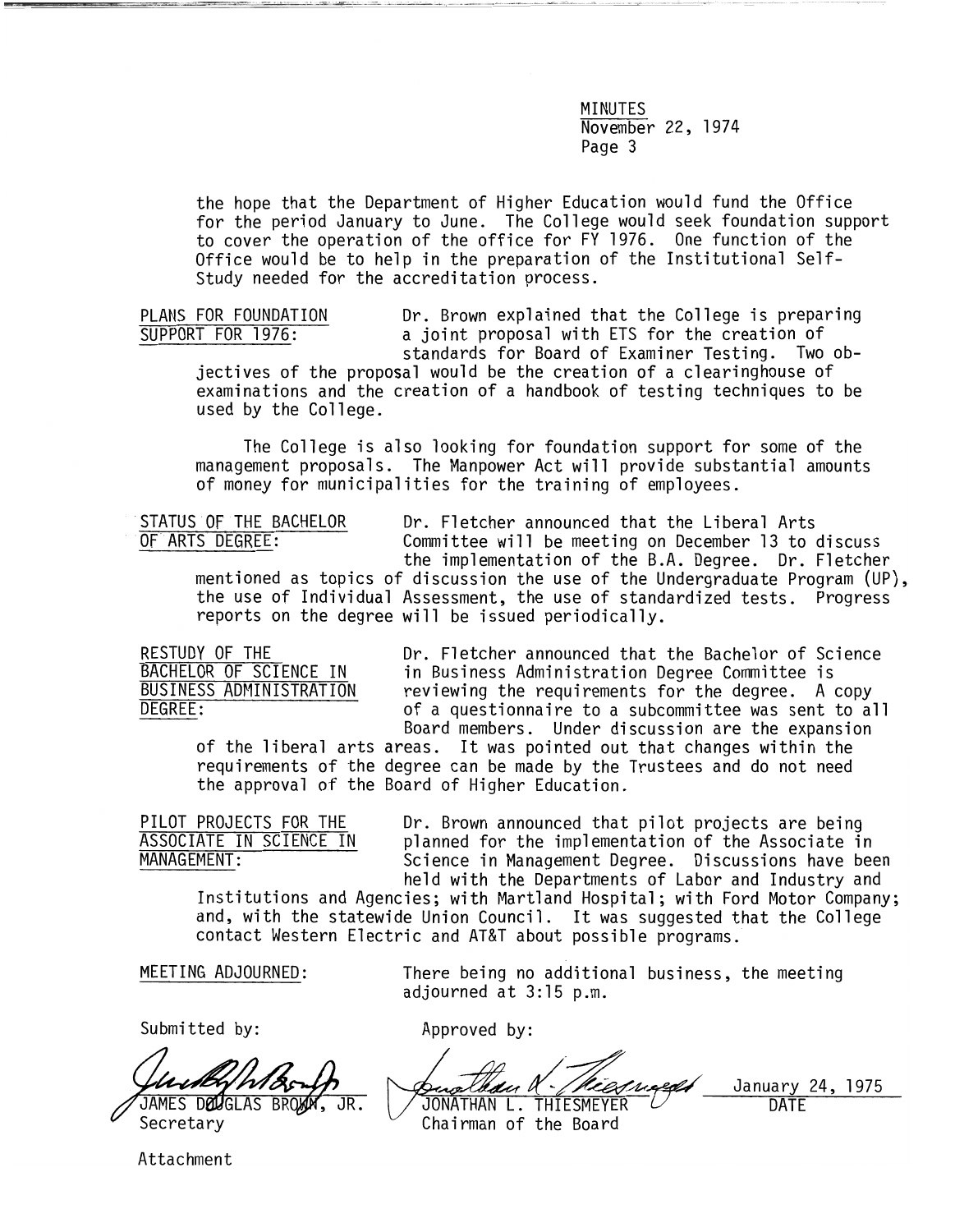the hope that the Department of Higher Education would fund the Office for the period January to June. The College would seek foundation support to cover the operation of the office for FY 1976. One function of the Office would be to help in the preparation of the Institutional Self-Study needed for the accreditation process.

PLANS FOR FOUNDATION SUPPORT FOR 1976: Dr. Brown explained that the College is preparing a joint proposal with ETS for the creation of standards for Board of Examiner Testing. Two objectives of the proposal would be the creation of a clearinghouse of examinations and the creation of a handbook of testing techniques to be used by the College.

The College is also looking for foundation support for some of the management proposals. The Manpower Act will provide substantial amounts of money for municipalities for the training of employees.

STATUS OF THE BACHELOR OF ARTS DEGREE: Dr. Fletcher announced that the Liberal Arts Committee will be meeting on December 13 to discuss the implementation of the B.A. Degree. Dr. Fletcher mentioned as topics of discussion the use of the Undergraduate Program (UP), the use of Individual Assessment, the use of standardized tests. Progress reports on the degree will be issued periodically.

RESTUDY OF THE BACHELOR OF SCIENCE IN BUSINESS ADMINISTRATION DEGREE: Dr. Fletcher announced that the Bachelor of Science in Business Administration Degree Committee is reviewing the requirements for the degree. A copy of a questionnaire to a subcommittee was sent to all Board members. Under discussion are the expansion of the liberal arts areas. It was pointed out that changes within the requirements of the degree can be made by the Trustees and do not need the approval of the Board of Higher Education.

PILOT PROJECTS FOR THE ASSOCIATE IN SCIENCE IN MANAGEMENT: Dr. Brown announced that pilot projects are being planned for the implementation of the Associate in Science in Management Degree. Discussions have been held with the Departments of Labor and Industry and Institutions and Agencies; with Martland Hospital; with Ford Motor Company; and, with the statewide Union Council. It was suggested that the College contact Western Electric and AT&T about possible programs.

MEETING ADJOURNED: There being no additional business, the meeting adjourned at 3:15 p.m.

Submitted by:

JAMES DOUGLAS BROWN, JR.
Secretary

Approved by:

JONATHAN L. THIESMEYER
Chairman of the Board

January 24, 1975
DATE

Attachment